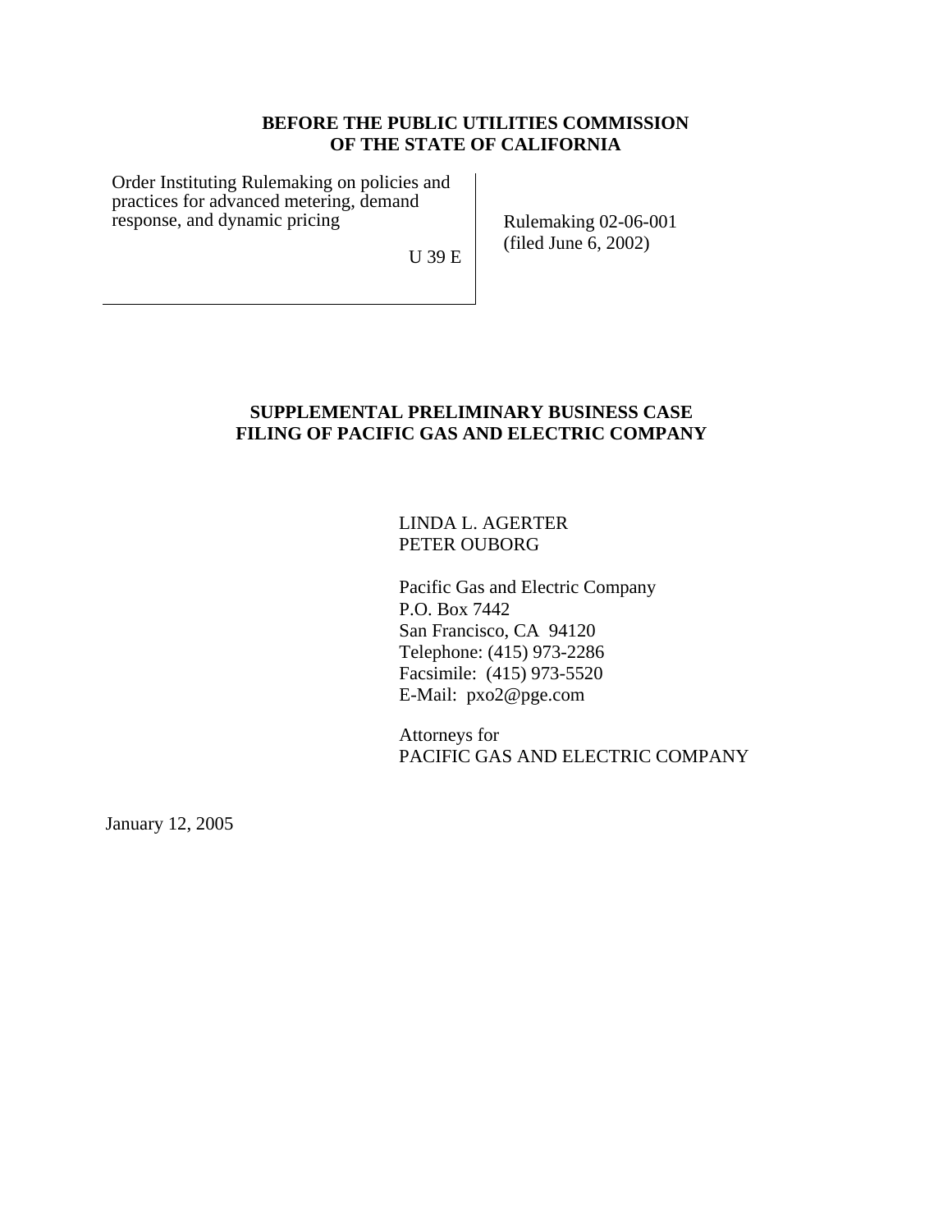**BEFORE THE PUBLIC UTILITIES COMMISSION OF THE STATE OF CALIFORNIA**

| | |
|---|---|
| Order Instituting Rulemaking on policies and practices for advanced metering, demand response, and dynamic pricing<br><br>U 39 E | Rulemaking 02-06-001<br>(filed June 6, 2002) |

**SUPPLEMENTAL PRELIMINARY BUSINESS CASE FILING OF PACIFIC GAS AND ELECTRIC COMPANY**

LINDA L. AGERTER
PETER OUBORG

Pacific Gas and Electric Company
P.O. Box 7442
San Francisco, CA 94120
Telephone: (415) 973-2286
Facsimile: (415) 973-5520
E-Mail: pxo2@pge.com

Attorneys for
PACIFIC GAS AND ELECTRIC COMPANY

January 12, 2005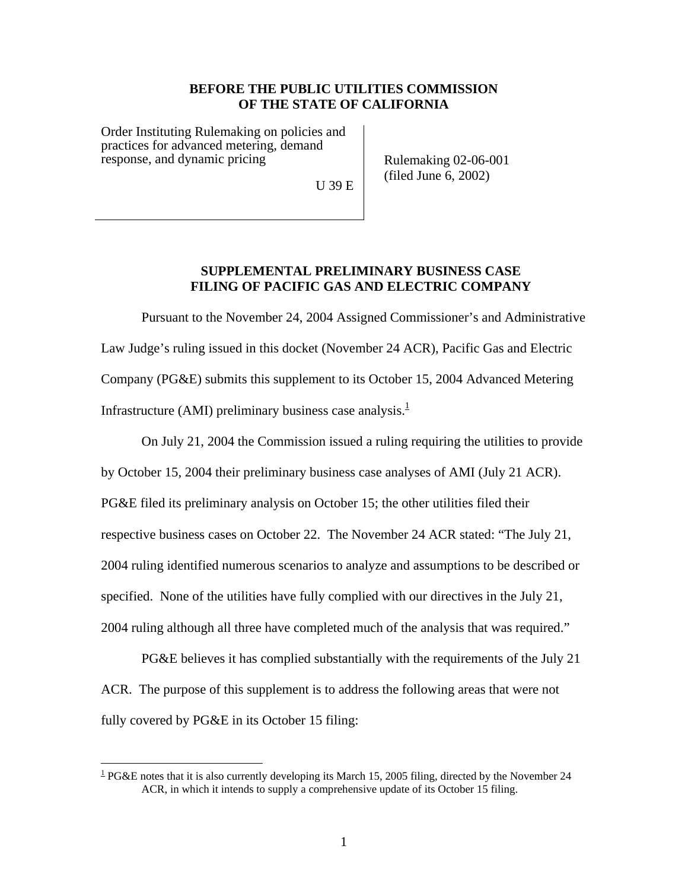**BEFORE THE PUBLIC UTILITIES COMMISSION OF THE STATE OF CALIFORNIA**

| | |
|---|---|
| Order Instituting Rulemaking on policies and practices for advanced metering, demand response, and dynamic pricing<br><br>U 39 E | Rulemaking 02-06-001<br>(filed June 6, 2002) |

## SUPPLEMENTAL PRELIMINARY BUSINESS CASE FILING OF PACIFIC GAS AND ELECTRIC COMPANY

Pursuant to the November 24, 2004 Assigned Commissioner's and Administrative Law Judge's ruling issued in this docket (November 24 ACR), Pacific Gas and Electric Company (PG&E) submits this supplement to its October 15, 2004 Advanced Metering Infrastructure (AMI) preliminary business case analysis.[1]

On July 21, 2004 the Commission issued a ruling requiring the utilities to provide by October 15, 2004 their preliminary business case analyses of AMI (July 21 ACR). PG&E filed its preliminary analysis on October 15; the other utilities filed their respective business cases on October 22. The November 24 ACR stated: "The July 21, 2004 ruling identified numerous scenarios to analyze and assumptions to be described or specified. None of the utilities have fully complied with our directives in the July 21, 2004 ruling although all three have completed much of the analysis that was required."

PG&E believes it has complied substantially with the requirements of the July 21 ACR. The purpose of this supplement is to address the following areas that were not fully covered by PG&E in its October 15 filing:

---

[1] PG&E notes that it is also currently developing its March 15, 2005 filing, directed by the November 24 ACR, in which it intends to supply a comprehensive update of its October 15 filing.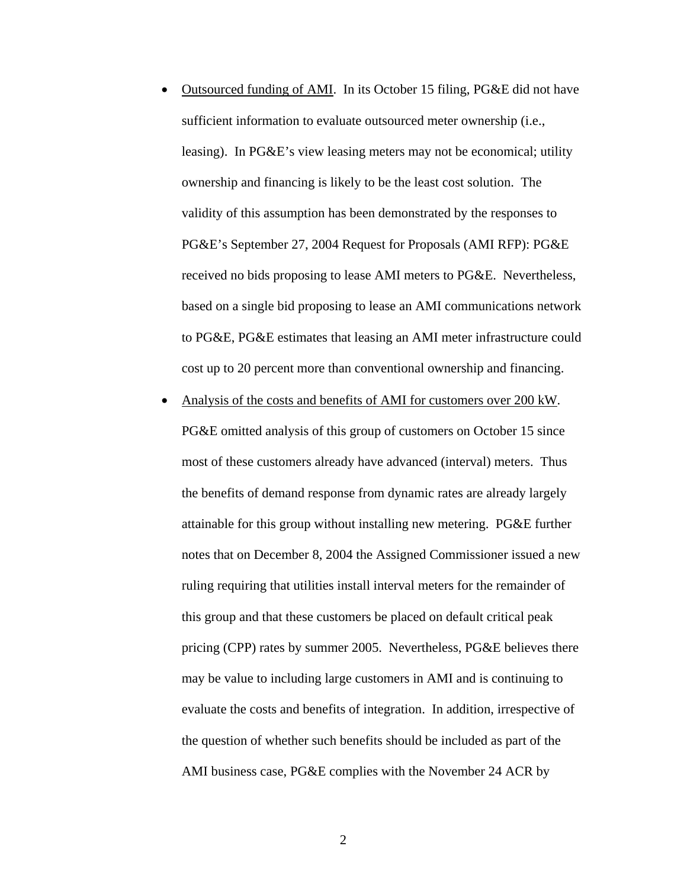- <u>Outsourced funding of AMI</u>. In its October 15 filing, PG&E did not have sufficient information to evaluate outsourced meter ownership (i.e., leasing). In PG&E's view leasing meters may not be economical; utility ownership and financing is likely to be the least cost solution. The validity of this assumption has been demonstrated by the responses to PG&E's September 27, 2004 Request for Proposals (AMI RFP): PG&E received no bids proposing to lease AMI meters to PG&E. Nevertheless, based on a single bid proposing to lease an AMI communications network to PG&E, PG&E estimates that leasing an AMI meter infrastructure could cost up to 20 percent more than conventional ownership and financing.
- <u>Analysis of the costs and benefits of AMI for customers over 200 kW</u>. PG&E omitted analysis of this group of customers on October 15 since most of these customers already have advanced (interval) meters. Thus the benefits of demand response from dynamic rates are already largely attainable for this group without installing new metering. PG&E further notes that on December 8, 2004 the Assigned Commissioner issued a new ruling requiring that utilities install interval meters for the remainder of this group and that these customers be placed on default critical peak pricing (CPP) rates by summer 2005. Nevertheless, PG&E believes there may be value to including large customers in AMI and is continuing to evaluate the costs and benefits of integration. In addition, irrespective of the question of whether such benefits should be included as part of the AMI business case, PG&E complies with the November 24 ACR by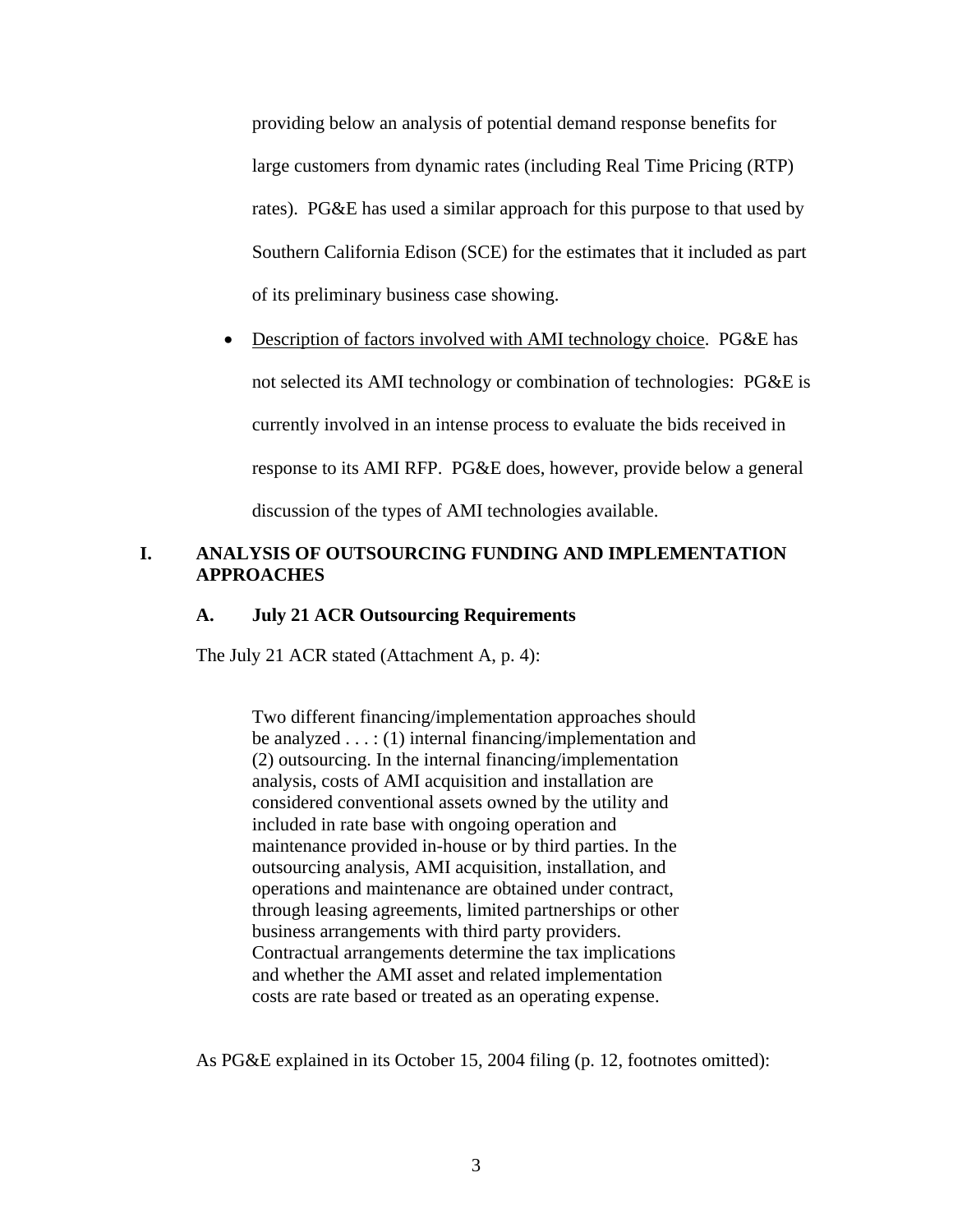providing below an analysis of potential demand response benefits for large customers from dynamic rates (including Real Time Pricing (RTP) rates). PG&E has used a similar approach for this purpose to that used by Southern California Edison (SCE) for the estimates that it included as part of its preliminary business case showing.

- Description of factors involved with AMI technology choice. PG&E has not selected its AMI technology or combination of technologies: PG&E is currently involved in an intense process to evaluate the bids received in response to its AMI RFP. PG&E does, however, provide below a general discussion of the types of AMI technologies available.

# I. ANALYSIS OF OUTSOURCING FUNDING AND IMPLEMENTATION APPROACHES

## A. July 21 ACR Outsourcing Requirements

The July 21 ACR stated (Attachment A, p. 4):

> Two different financing/implementation approaches should be analyzed . . . : (1) internal financing/implementation and (2) outsourcing. In the internal financing/implementation analysis, costs of AMI acquisition and installation are considered conventional assets owned by the utility and included in rate base with ongoing operation and maintenance provided in-house or by third parties. In the outsourcing analysis, AMI acquisition, installation, and operations and maintenance are obtained under contract, through leasing agreements, limited partnerships or other business arrangements with third party providers. Contractual arrangements determine the tax implications and whether the AMI asset and related implementation costs are rate based or treated as an operating expense.

As PG&E explained in its October 15, 2004 filing (p. 12, footnotes omitted):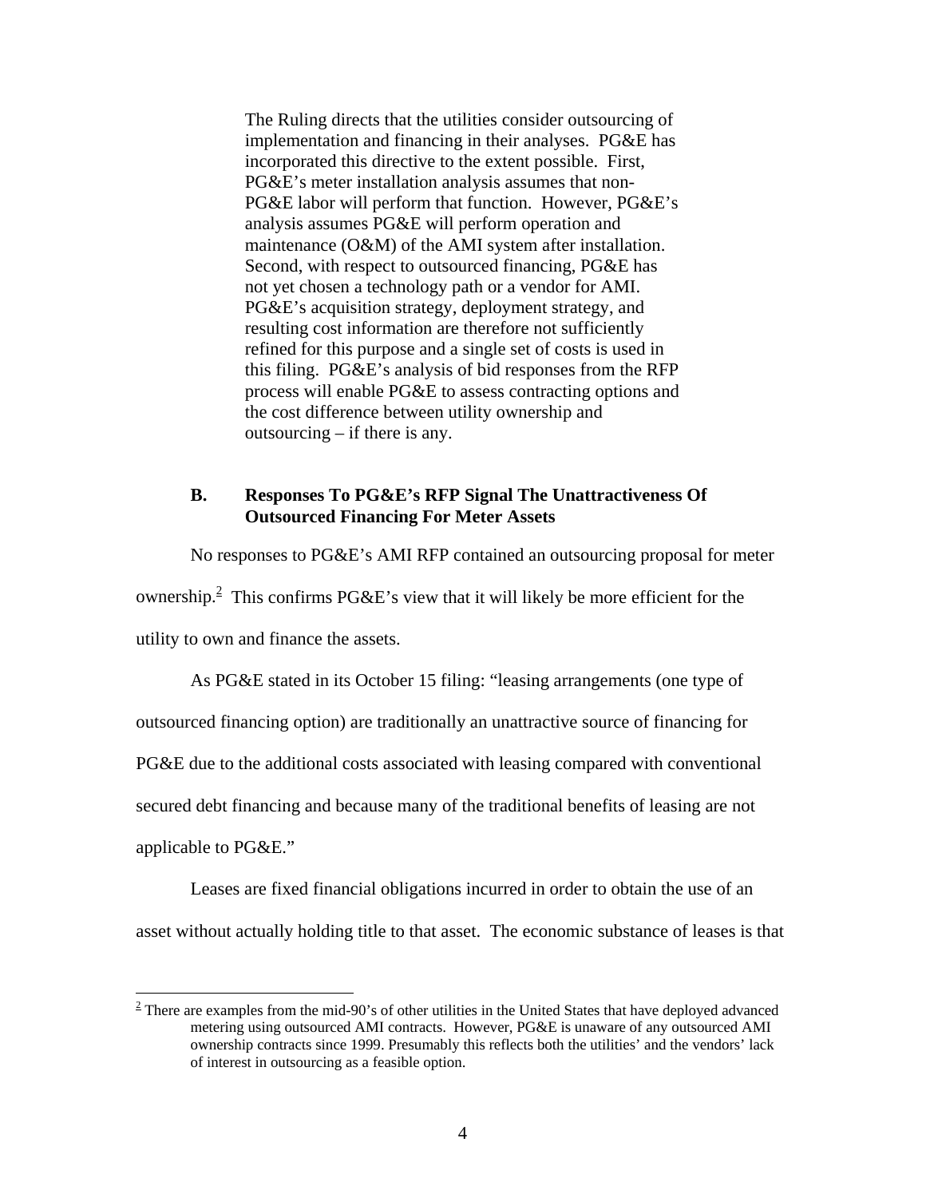> The Ruling directs that the utilities consider outsourcing of implementation and financing in their analyses. PG&E has incorporated this directive to the extent possible. First, PG&E's meter installation analysis assumes that non-PG&E labor will perform that function. However, PG&E's analysis assumes PG&E will perform operation and maintenance (O&M) of the AMI system after installation. Second, with respect to outsourced financing, PG&E has not yet chosen a technology path or a vendor for AMI. PG&E's acquisition strategy, deployment strategy, and resulting cost information are therefore not sufficiently refined for this purpose and a single set of costs is used in this filing. PG&E's analysis of bid responses from the RFP process will enable PG&E to assess contracting options and the cost difference between utility ownership and outsourcing – if there is any.

### B. Responses To PG&E's RFP Signal The Unattractiveness Of Outsourced Financing For Meter Assets

No responses to PG&E's AMI RFP contained an outsourcing proposal for meter ownership.[2] This confirms PG&E's view that it will likely be more efficient for the utility to own and finance the assets.

As PG&E stated in its October 15 filing: "leasing arrangements (one type of outsourced financing option) are traditionally an unattractive source of financing for PG&E due to the additional costs associated with leasing compared with conventional secured debt financing and because many of the traditional benefits of leasing are not applicable to PG&E."

Leases are fixed financial obligations incurred in order to obtain the use of an asset without actually holding title to that asset. The economic substance of leases is that

[2] There are examples from the mid-90's of other utilities in the United States that have deployed advanced metering using outsourced AMI contracts. However, PG&E is unaware of any outsourced AMI ownership contracts since 1999. Presumably this reflects both the utilities' and the vendors' lack of interest in outsourcing as a feasible option.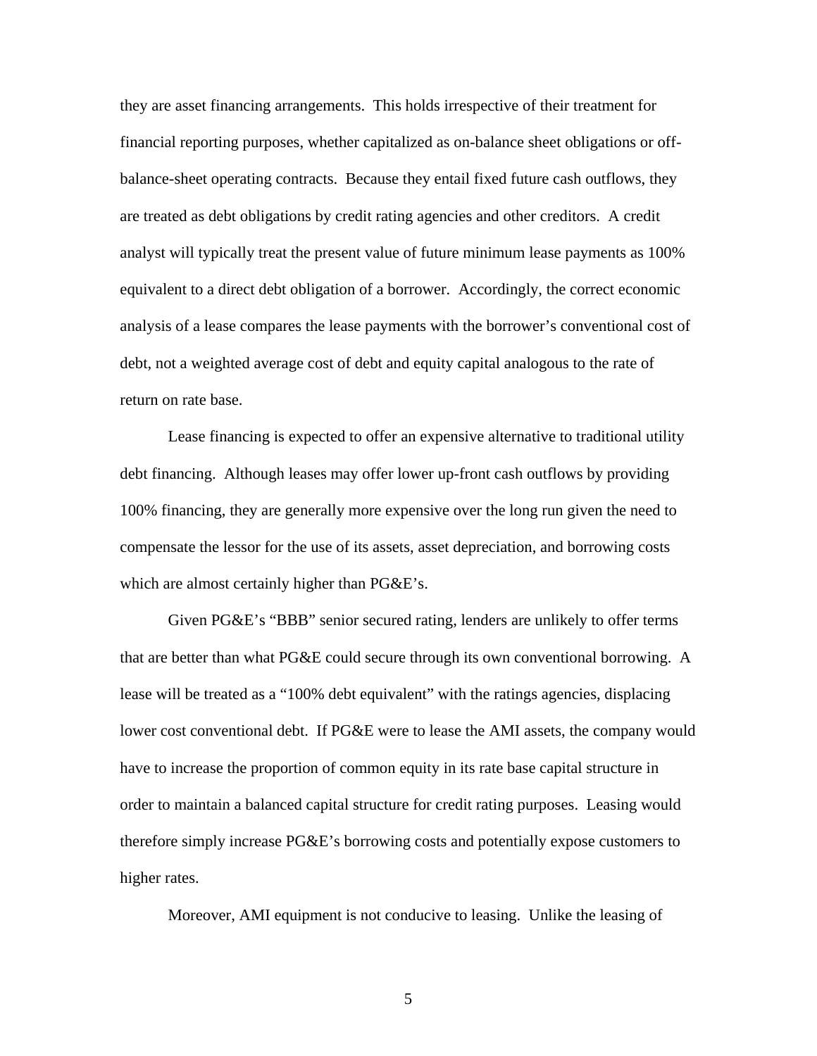they are asset financing arrangements. This holds irrespective of their treatment for financial reporting purposes, whether capitalized as on-balance sheet obligations or off-balance-sheet operating contracts. Because they entail fixed future cash outflows, they are treated as debt obligations by credit rating agencies and other creditors. A credit analyst will typically treat the present value of future minimum lease payments as 100% equivalent to a direct debt obligation of a borrower. Accordingly, the correct economic analysis of a lease compares the lease payments with the borrower's conventional cost of debt, not a weighted average cost of debt and equity capital analogous to the rate of return on rate base.

Lease financing is expected to offer an expensive alternative to traditional utility debt financing. Although leases may offer lower up-front cash outflows by providing 100% financing, they are generally more expensive over the long run given the need to compensate the lessor for the use of its assets, asset depreciation, and borrowing costs which are almost certainly higher than PG&E's.

Given PG&E's "BBB" senior secured rating, lenders are unlikely to offer terms that are better than what PG&E could secure through its own conventional borrowing. A lease will be treated as a "100% debt equivalent" with the ratings agencies, displacing lower cost conventional debt. If PG&E were to lease the AMI assets, the company would have to increase the proportion of common equity in its rate base capital structure in order to maintain a balanced capital structure for credit rating purposes. Leasing would therefore simply increase PG&E's borrowing costs and potentially expose customers to higher rates.

Moreover, AMI equipment is not conducive to leasing. Unlike the leasing of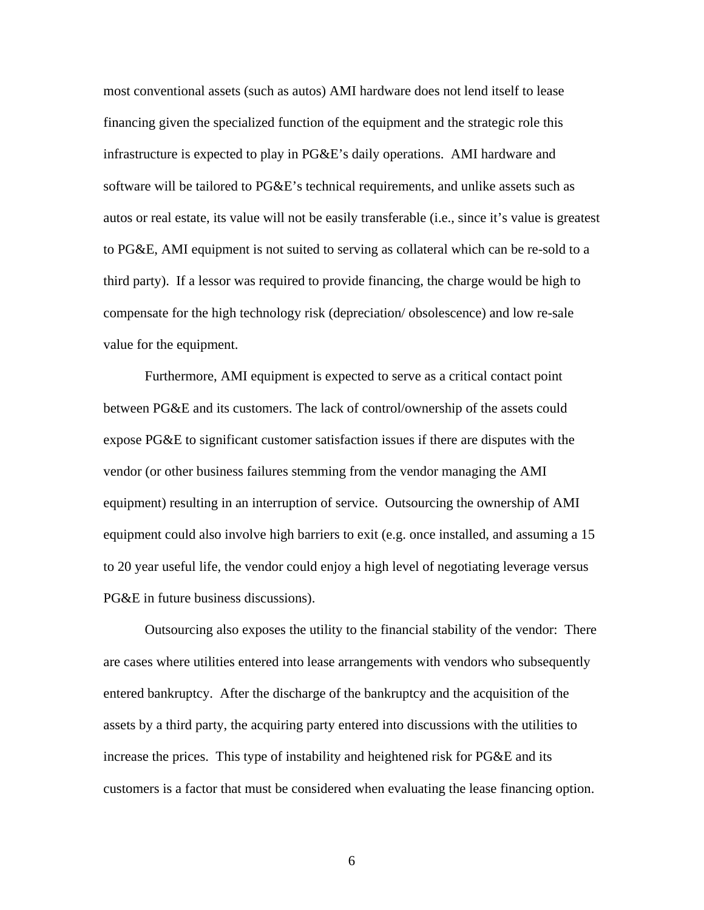most conventional assets (such as autos) AMI hardware does not lend itself to lease financing given the specialized function of the equipment and the strategic role this infrastructure is expected to play in PG&E's daily operations. AMI hardware and software will be tailored to PG&E's technical requirements, and unlike assets such as autos or real estate, its value will not be easily transferable (i.e., since it's value is greatest to PG&E, AMI equipment is not suited to serving as collateral which can be re-sold to a third party). If a lessor was required to provide financing, the charge would be high to compensate for the high technology risk (depreciation/ obsolescence) and low re-sale value for the equipment.

Furthermore, AMI equipment is expected to serve as a critical contact point between PG&E and its customers. The lack of control/ownership of the assets could expose PG&E to significant customer satisfaction issues if there are disputes with the vendor (or other business failures stemming from the vendor managing the AMI equipment) resulting in an interruption of service. Outsourcing the ownership of AMI equipment could also involve high barriers to exit (e.g. once installed, and assuming a 15 to 20 year useful life, the vendor could enjoy a high level of negotiating leverage versus PG&E in future business discussions).

Outsourcing also exposes the utility to the financial stability of the vendor: There are cases where utilities entered into lease arrangements with vendors who subsequently entered bankruptcy. After the discharge of the bankruptcy and the acquisition of the assets by a third party, the acquiring party entered into discussions with the utilities to increase the prices. This type of instability and heightened risk for PG&E and its customers is a factor that must be considered when evaluating the lease financing option.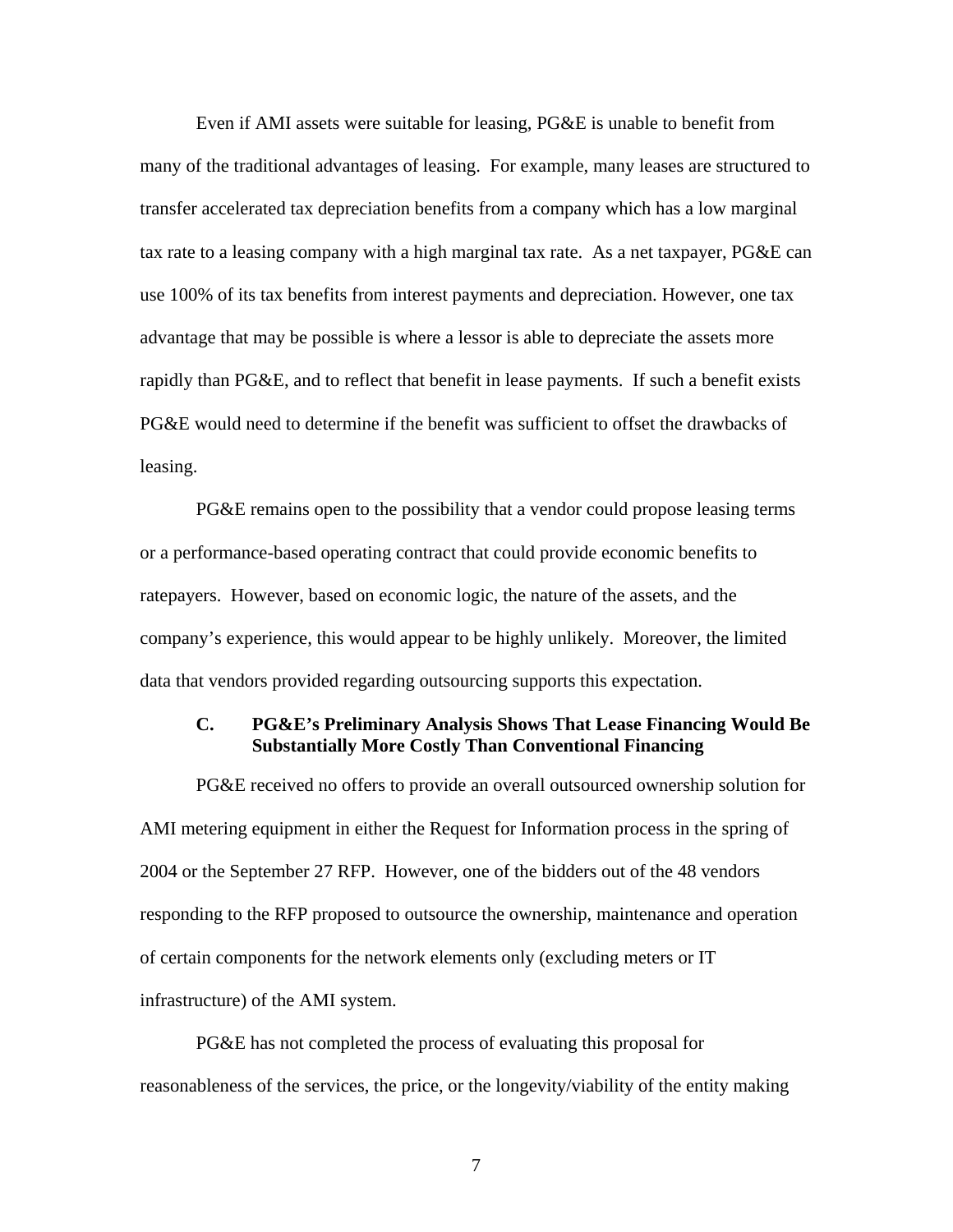Even if AMI assets were suitable for leasing, PG&E is unable to benefit from many of the traditional advantages of leasing. For example, many leases are structured to transfer accelerated tax depreciation benefits from a company which has a low marginal tax rate to a leasing company with a high marginal tax rate. As a net taxpayer, PG&E can use 100% of its tax benefits from interest payments and depreciation. However, one tax advantage that may be possible is where a lessor is able to depreciate the assets more rapidly than PG&E, and to reflect that benefit in lease payments. If such a benefit exists PG&E would need to determine if the benefit was sufficient to offset the drawbacks of leasing.

PG&E remains open to the possibility that a vendor could propose leasing terms or a performance-based operating contract that could provide economic benefits to ratepayers. However, based on economic logic, the nature of the assets, and the company's experience, this would appear to be highly unlikely. Moreover, the limited data that vendors provided regarding outsourcing supports this expectation.

### C. PG&E's Preliminary Analysis Shows That Lease Financing Would Be Substantially More Costly Than Conventional Financing

PG&E received no offers to provide an overall outsourced ownership solution for AMI metering equipment in either the Request for Information process in the spring of 2004 or the September 27 RFP. However, one of the bidders out of the 48 vendors responding to the RFP proposed to outsource the ownership, maintenance and operation of certain components for the network elements only (excluding meters or IT infrastructure) of the AMI system.

PG&E has not completed the process of evaluating this proposal for reasonableness of the services, the price, or the longevity/viability of the entity making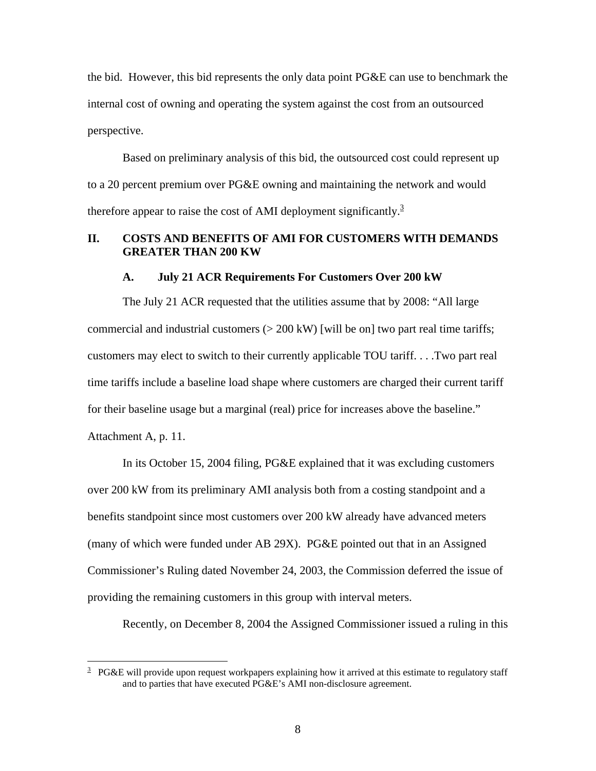the bid. However, this bid represents the only data point PG&E can use to benchmark the internal cost of owning and operating the system against the cost from an outsourced perspective.

Based on preliminary analysis of this bid, the outsourced cost could represent up to a 20 percent premium over PG&E owning and maintaining the network and would therefore appear to raise the cost of AMI deployment significantly.[3]

## II. COSTS AND BENEFITS OF AMI FOR CUSTOMERS WITH DEMANDS GREATER THAN 200 KW

### A. July 21 ACR Requirements For Customers Over 200 kW

The July 21 ACR requested that the utilities assume that by 2008: "All large commercial and industrial customers (> 200 kW) [will be on] two part real time tariffs; customers may elect to switch to their currently applicable TOU tariff. . . .Two part real time tariffs include a baseline load shape where customers are charged their current tariff for their baseline usage but a marginal (real) price for increases above the baseline." Attachment A, p. 11.

In its October 15, 2004 filing, PG&E explained that it was excluding customers over 200 kW from its preliminary AMI analysis both from a costing standpoint and a benefits standpoint since most customers over 200 kW already have advanced meters (many of which were funded under AB 29X). PG&E pointed out that in an Assigned Commissioner's Ruling dated November 24, 2003, the Commission deferred the issue of providing the remaining customers in this group with interval meters.

Recently, on December 8, 2004 the Assigned Commissioner issued a ruling in this

---

[3] PG&E will provide upon request workpapers explaining how it arrived at this estimate to regulatory staff and to parties that have executed PG&E's AMI non-disclosure agreement.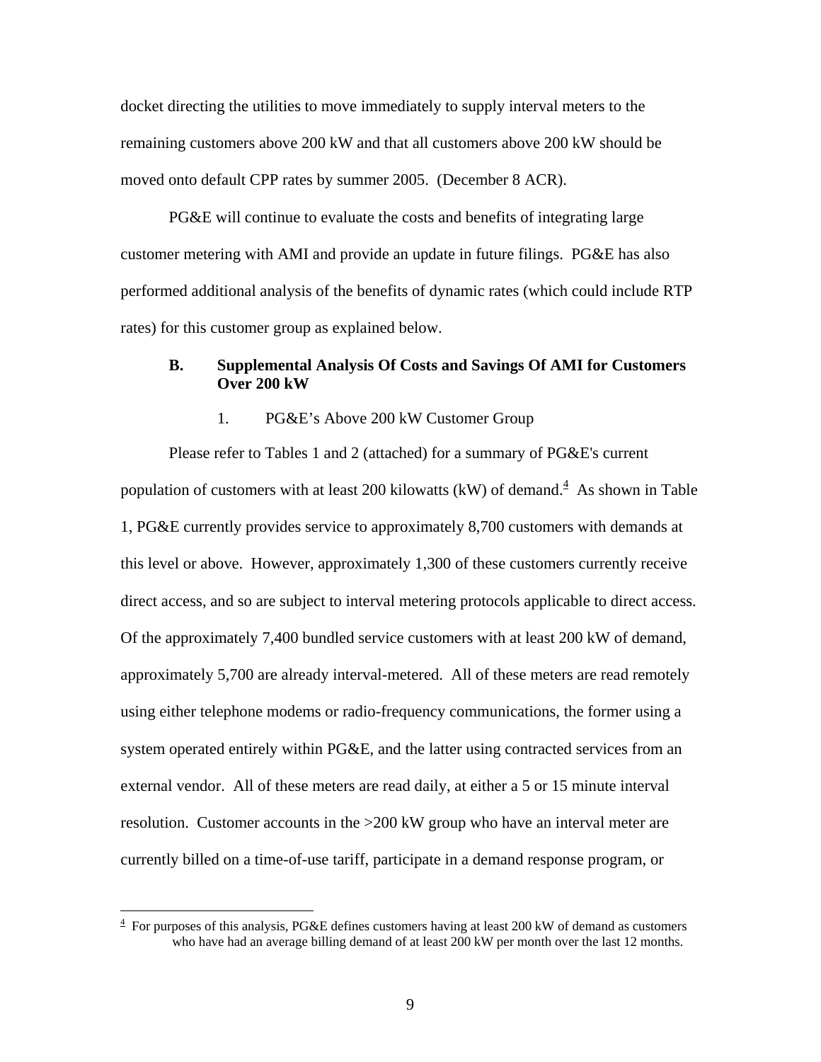docket directing the utilities to move immediately to supply interval meters to the remaining customers above 200 kW and that all customers above 200 kW should be moved onto default CPP rates by summer 2005. (December 8 ACR).

PG&E will continue to evaluate the costs and benefits of integrating large customer metering with AMI and provide an update in future filings. PG&E has also performed additional analysis of the benefits of dynamic rates (which could include RTP rates) for this customer group as explained below.

### B. Supplemental Analysis Of Costs and Savings Of AMI for Customers Over 200 kW

#### 1. PG&E's Above 200 kW Customer Group

Please refer to Tables 1 and 2 (attached) for a summary of PG&E's current population of customers with at least 200 kilowatts (kW) of demand.[4] As shown in Table 1, PG&E currently provides service to approximately 8,700 customers with demands at this level or above. However, approximately 1,300 of these customers currently receive direct access, and so are subject to interval metering protocols applicable to direct access. Of the approximately 7,400 bundled service customers with at least 200 kW of demand, approximately 5,700 are already interval-metered. All of these meters are read remotely using either telephone modems or radio-frequency communications, the former using a system operated entirely within PG&E, and the latter using contracted services from an external vendor. All of these meters are read daily, at either a 5 or 15 minute interval resolution. Customer accounts in the >200 kW group who have an interval meter are currently billed on a time-of-use tariff, participate in a demand response program, or

[4] For purposes of this analysis, PG&E defines customers having at least 200 kW of demand as customers who have had an average billing demand of at least 200 kW per month over the last 12 months.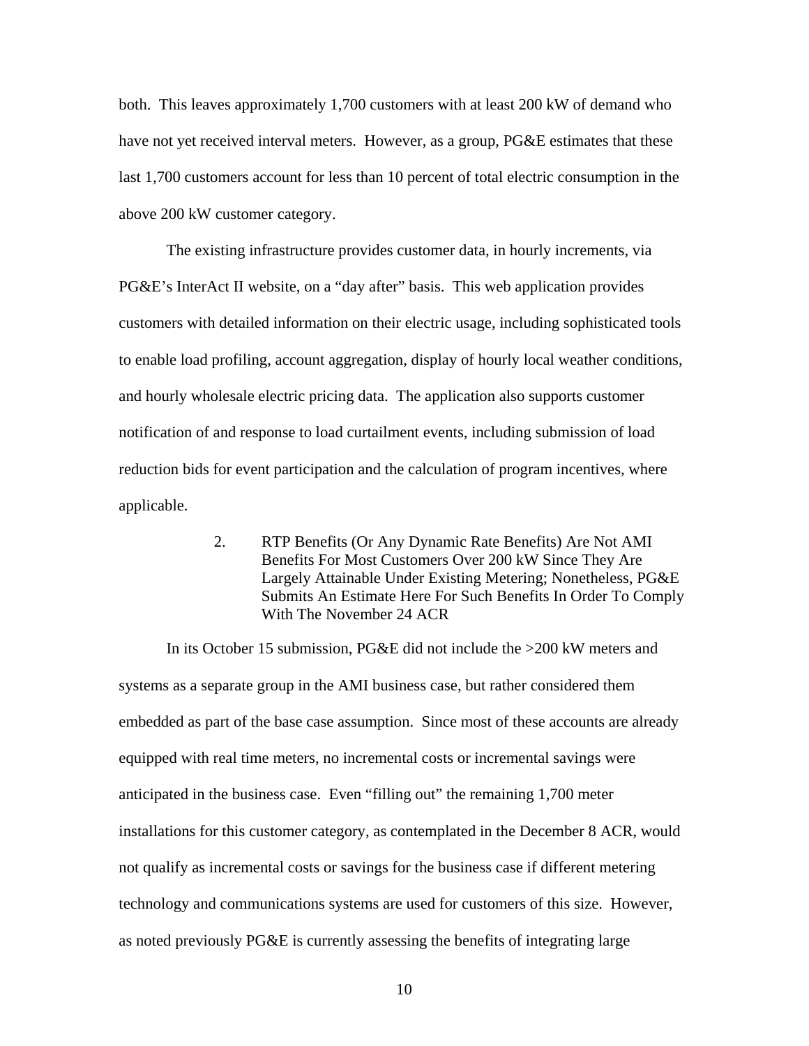both. This leaves approximately 1,700 customers with at least 200 kW of demand who have not yet received interval meters. However, as a group, PG&E estimates that these last 1,700 customers account for less than 10 percent of total electric consumption in the above 200 kW customer category.

The existing infrastructure provides customer data, in hourly increments, via PG&E's InterAct II website, on a "day after" basis. This web application provides customers with detailed information on their electric usage, including sophisticated tools to enable load profiling, account aggregation, display of hourly local weather conditions, and hourly wholesale electric pricing data. The application also supports customer notification of and response to load curtailment events, including submission of load reduction bids for event participation and the calculation of program incentives, where applicable.

### 2. RTP Benefits (Or Any Dynamic Rate Benefits) Are Not AMI Benefits For Most Customers Over 200 kW Since They Are Largely Attainable Under Existing Metering; Nonetheless, PG&E Submits An Estimate Here For Such Benefits In Order To Comply With The November 24 ACR

In its October 15 submission, PG&E did not include the >200 kW meters and systems as a separate group in the AMI business case, but rather considered them embedded as part of the base case assumption. Since most of these accounts are already equipped with real time meters, no incremental costs or incremental savings were anticipated in the business case. Even "filling out" the remaining 1,700 meter installations for this customer category, as contemplated in the December 8 ACR, would not qualify as incremental costs or savings for the business case if different metering technology and communications systems are used for customers of this size. However, as noted previously PG&E is currently assessing the benefits of integrating large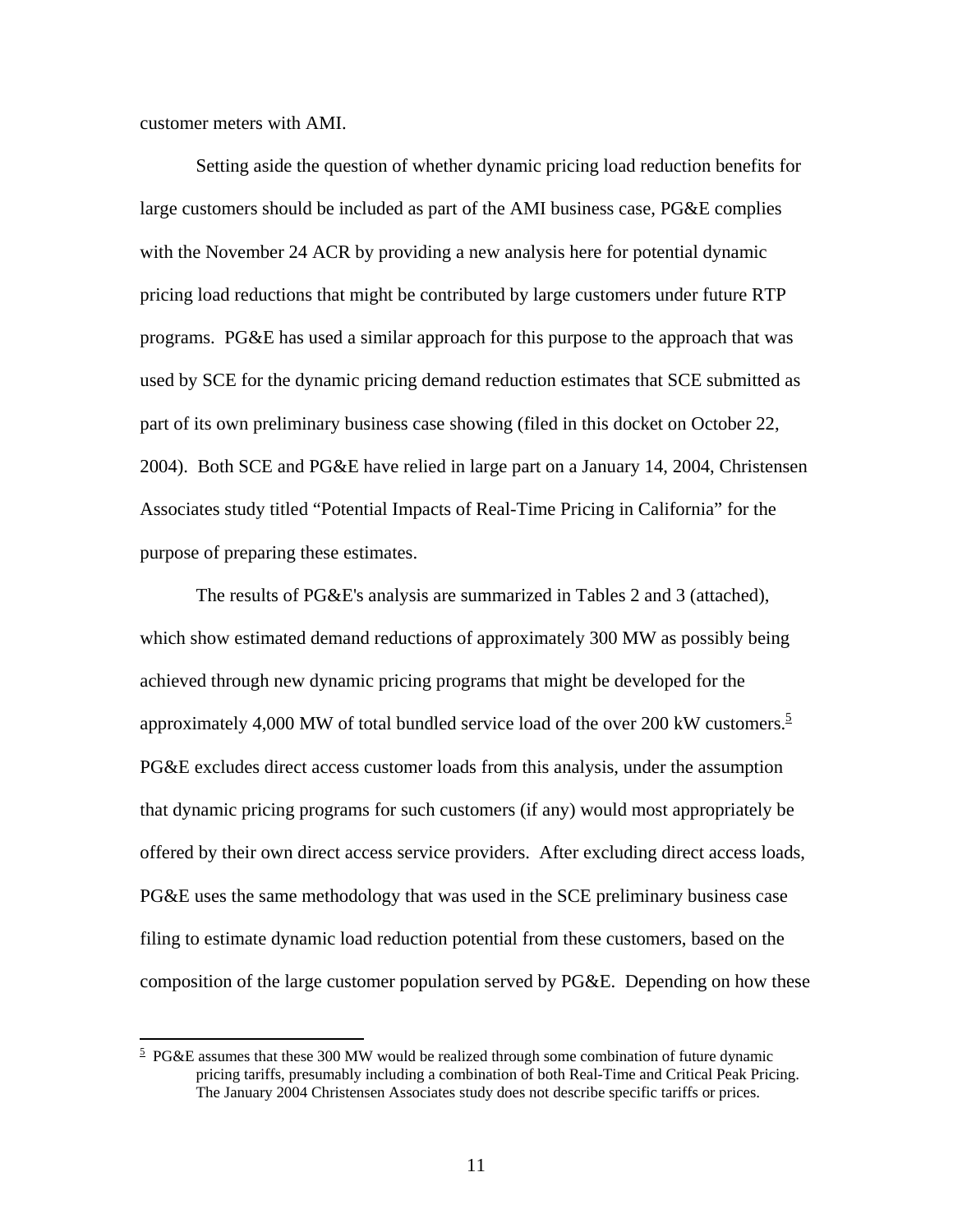customer meters with AMI.

Setting aside the question of whether dynamic pricing load reduction benefits for large customers should be included as part of the AMI business case, PG&E complies with the November 24 ACR by providing a new analysis here for potential dynamic pricing load reductions that might be contributed by large customers under future RTP programs. PG&E has used a similar approach for this purpose to the approach that was used by SCE for the dynamic pricing demand reduction estimates that SCE submitted as part of its own preliminary business case showing (filed in this docket on October 22, 2004). Both SCE and PG&E have relied in large part on a January 14, 2004, Christensen Associates study titled "Potential Impacts of Real-Time Pricing in California" for the purpose of preparing these estimates.

The results of PG&E's analysis are summarized in Tables 2 and 3 (attached), which show estimated demand reductions of approximately 300 MW as possibly being achieved through new dynamic pricing programs that might be developed for the approximately 4,000 MW of total bundled service load of the over 200 kW customers.[5] PG&E excludes direct access customer loads from this analysis, under the assumption that dynamic pricing programs for such customers (if any) would most appropriately be offered by their own direct access service providers. After excluding direct access loads, PG&E uses the same methodology that was used in the SCE preliminary business case filing to estimate dynamic load reduction potential from these customers, based on the composition of the large customer population served by PG&E. Depending on how these

[5] PG&E assumes that these 300 MW would be realized through some combination of future dynamic pricing tariffs, presumably including a combination of both Real-Time and Critical Peak Pricing. The January 2004 Christensen Associates study does not describe specific tariffs or prices.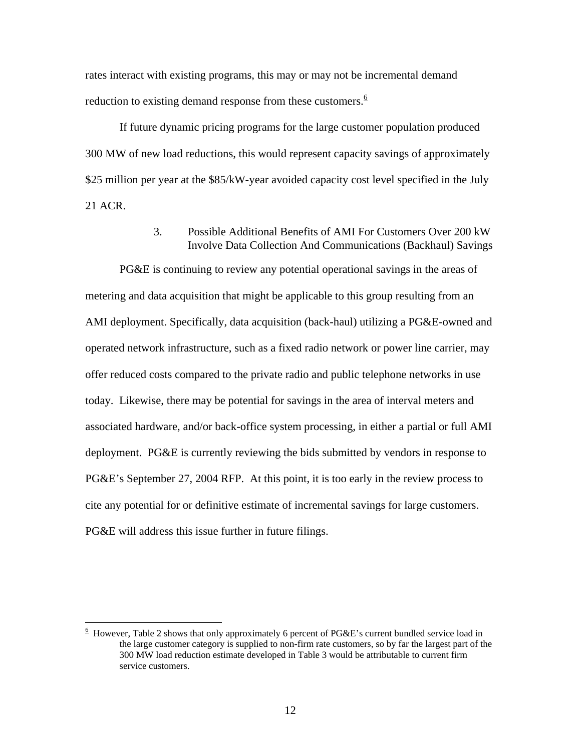rates interact with existing programs, this may or may not be incremental demand reduction to existing demand response from these customers.[6]

If future dynamic pricing programs for the large customer population produced 300 MW of new load reductions, this would represent capacity savings of approximately $25 million per year at the $85/kW-year avoided capacity cost level specified in the July 21 ACR.

### 3. Possible Additional Benefits of AMI For Customers Over 200 kW Involve Data Collection And Communications (Backhaul) Savings

PG&E is continuing to review any potential operational savings in the areas of metering and data acquisition that might be applicable to this group resulting from an AMI deployment. Specifically, data acquisition (back-haul) utilizing a PG&E-owned and operated network infrastructure, such as a fixed radio network or power line carrier, may offer reduced costs compared to the private radio and public telephone networks in use today. Likewise, there may be potential for savings in the area of interval meters and associated hardware, and/or back-office system processing, in either a partial or full AMI deployment. PG&E is currently reviewing the bids submitted by vendors in response to PG&E's September 27, 2004 RFP. At this point, it is too early in the review process to cite any potential for or definitive estimate of incremental savings for large customers. PG&E will address this issue further in future filings.

---

[6] However, Table 2 shows that only approximately 6 percent of PG&E's current bundled service load in the large customer category is supplied to non-firm rate customers, so by far the largest part of the 300 MW load reduction estimate developed in Table 3 would be attributable to current firm service customers.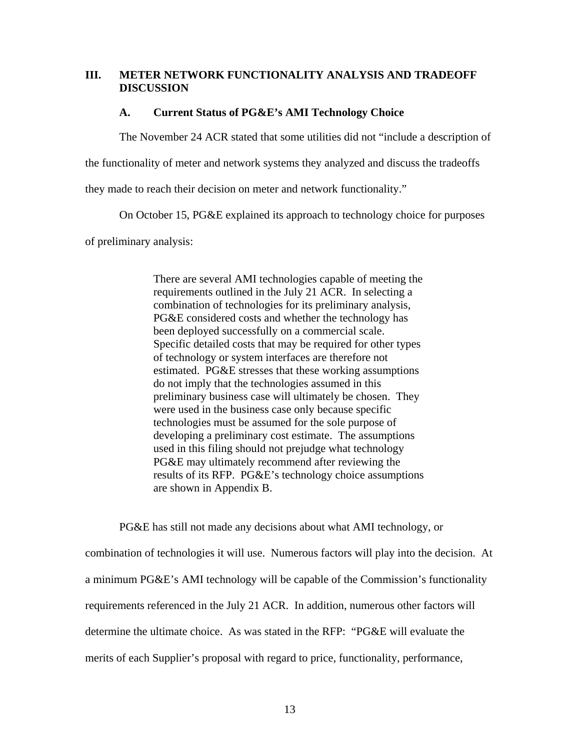## III. METER NETWORK FUNCTIONALITY ANALYSIS AND TRADEOFF DISCUSSION

### A. Current Status of PG&E's AMI Technology Choice

The November 24 ACR stated that some utilities did not "include a description of the functionality of meter and network systems they analyzed and discuss the tradeoffs they made to reach their decision on meter and network functionality."

On October 15, PG&E explained its approach to technology choice for purposes of preliminary analysis:

> There are several AMI technologies capable of meeting the requirements outlined in the July 21 ACR. In selecting a combination of technologies for its preliminary analysis, PG&E considered costs and whether the technology has been deployed successfully on a commercial scale. Specific detailed costs that may be required for other types of technology or system interfaces are therefore not estimated. PG&E stresses that these working assumptions do not imply that the technologies assumed in this preliminary business case will ultimately be chosen. They were used in the business case only because specific technologies must be assumed for the sole purpose of developing a preliminary cost estimate. The assumptions used in this filing should not prejudge what technology PG&E may ultimately recommend after reviewing the results of its RFP. PG&E's technology choice assumptions are shown in Appendix B.

PG&E has still not made any decisions about what AMI technology, or combination of technologies it will use. Numerous factors will play into the decision. At a minimum PG&E's AMI technology will be capable of the Commission's functionality requirements referenced in the July 21 ACR. In addition, numerous other factors will determine the ultimate choice. As was stated in the RFP: "PG&E will evaluate the merits of each Supplier's proposal with regard to price, functionality, performance,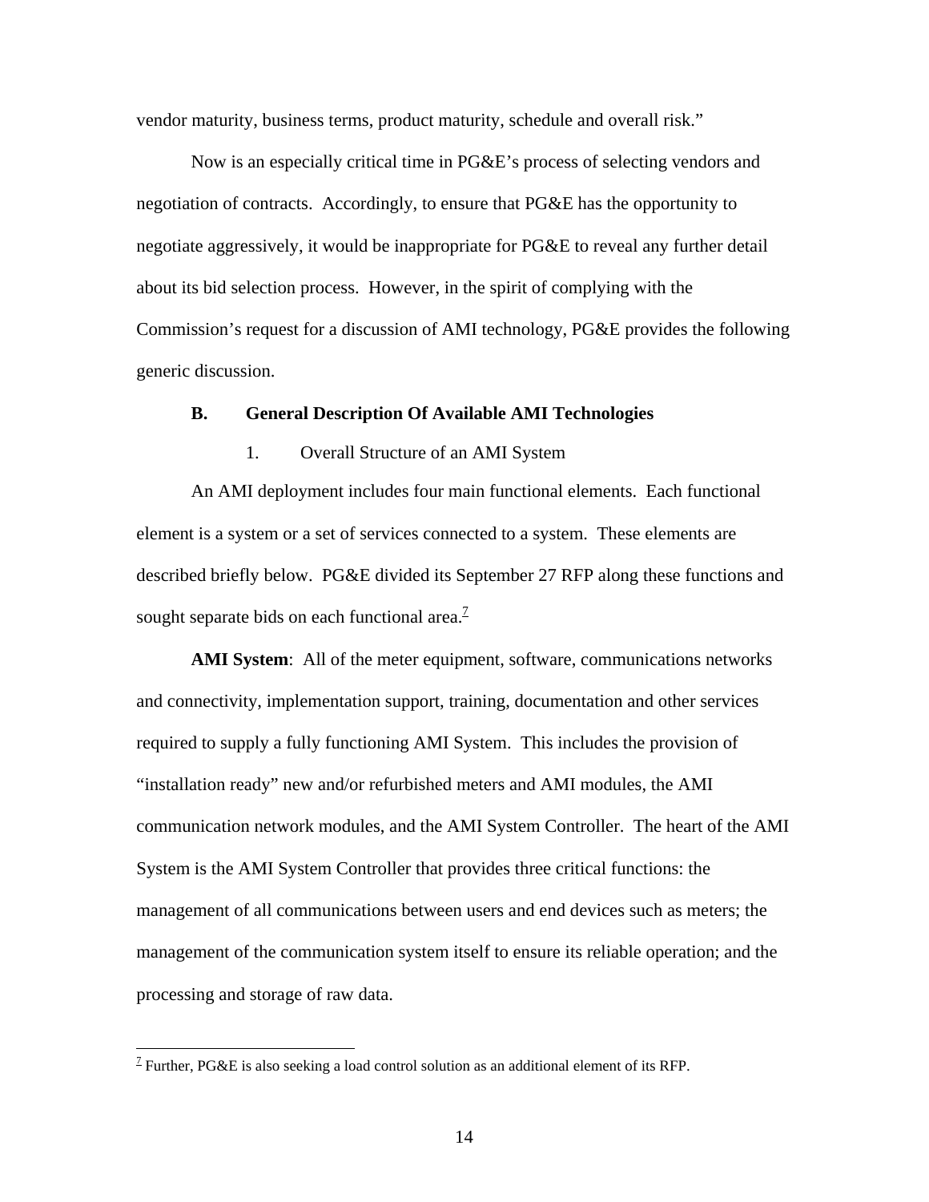vendor maturity, business terms, product maturity, schedule and overall risk."

Now is an especially critical time in PG&E's process of selecting vendors and negotiation of contracts. Accordingly, to ensure that PG&E has the opportunity to negotiate aggressively, it would be inappropriate for PG&E to reveal any further detail about its bid selection process. However, in the spirit of complying with the Commission's request for a discussion of AMI technology, PG&E provides the following generic discussion.

### B. General Description Of Available AMI Technologies

#### 1. Overall Structure of an AMI System

An AMI deployment includes four main functional elements. Each functional element is a system or a set of services connected to a system. These elements are described briefly below. PG&E divided its September 27 RFP along these functions and sought separate bids on each functional area.[7]

**AMI System**: All of the meter equipment, software, communications networks and connectivity, implementation support, training, documentation and other services required to supply a fully functioning AMI System. This includes the provision of "installation ready" new and/or refurbished meters and AMI modules, the AMI communication network modules, and the AMI System Controller. The heart of the AMI System is the AMI System Controller that provides three critical functions: the management of all communications between users and end devices such as meters; the management of the communication system itself to ensure its reliable operation; and the processing and storage of raw data.

---

[7] Further, PG&E is also seeking a load control solution as an additional element of its RFP.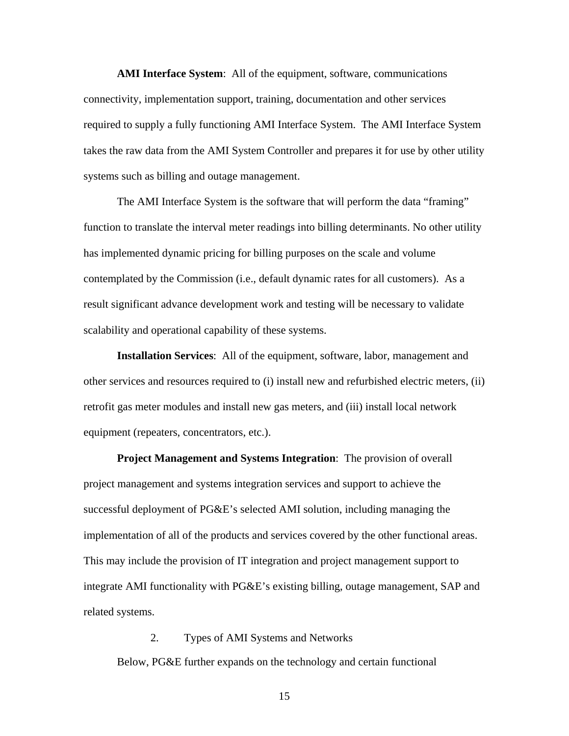**AMI Interface System**: All of the equipment, software, communications connectivity, implementation support, training, documentation and other services required to supply a fully functioning AMI Interface System. The AMI Interface System takes the raw data from the AMI System Controller and prepares it for use by other utility systems such as billing and outage management.

The AMI Interface System is the software that will perform the data "framing" function to translate the interval meter readings into billing determinants. No other utility has implemented dynamic pricing for billing purposes on the scale and volume contemplated by the Commission (i.e., default dynamic rates for all customers). As a result significant advance development work and testing will be necessary to validate scalability and operational capability of these systems.

**Installation Services**: All of the equipment, software, labor, management and other services and resources required to (i) install new and refurbished electric meters, (ii) retrofit gas meter modules and install new gas meters, and (iii) install local network equipment (repeaters, concentrators, etc.).

**Project Management and Systems Integration**: The provision of overall project management and systems integration services and support to achieve the successful deployment of PG&E's selected AMI solution, including managing the implementation of all of the products and services covered by the other functional areas. This may include the provision of IT integration and project management support to integrate AMI functionality with PG&E's existing billing, outage management, SAP and related systems.

### 2. Types of AMI Systems and Networks

Below, PG&E further expands on the technology and certain functional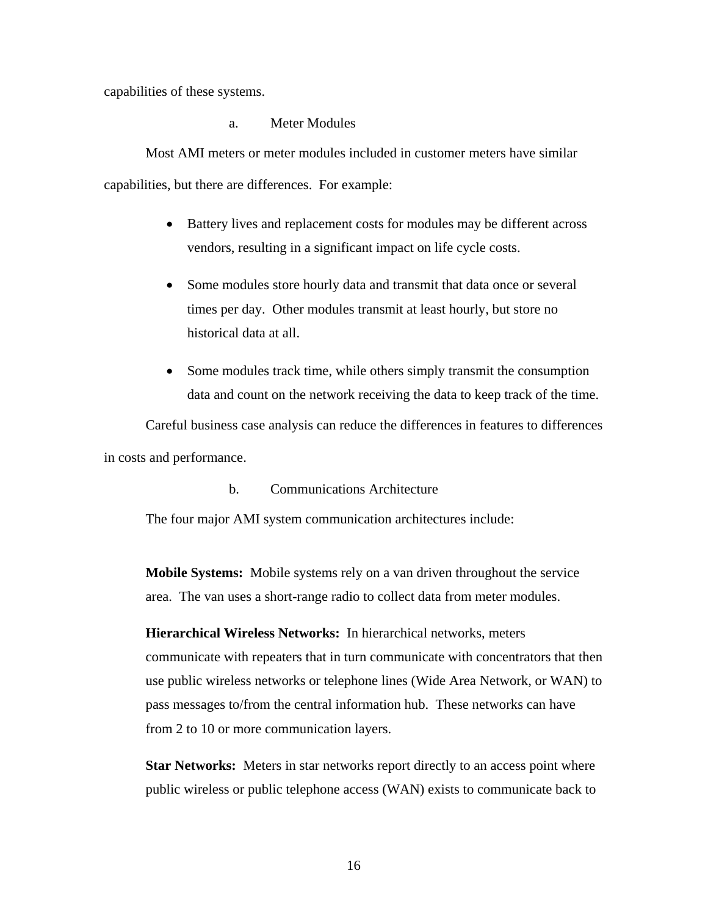capabilities of these systems.

### a. Meter Modules

Most AMI meters or meter modules included in customer meters have similar capabilities, but there are differences. For example:

- Battery lives and replacement costs for modules may be different across vendors, resulting in a significant impact on life cycle costs.
- Some modules store hourly data and transmit that data once or several times per day. Other modules transmit at least hourly, but store no historical data at all.
- Some modules track time, while others simply transmit the consumption data and count on the network receiving the data to keep track of the time.

Careful business case analysis can reduce the differences in features to differences in costs and performance.

### b. Communications Architecture

The four major AMI system communication architectures include:

**Mobile Systems:** Mobile systems rely on a van driven throughout the service area. The van uses a short-range radio to collect data from meter modules.

**Hierarchical Wireless Networks:** In hierarchical networks, meters communicate with repeaters that in turn communicate with concentrators that then use public wireless networks or telephone lines (Wide Area Network, or WAN) to pass messages to/from the central information hub. These networks can have from 2 to 10 or more communication layers.

**Star Networks:** Meters in star networks report directly to an access point where public wireless or public telephone access (WAN) exists to communicate back to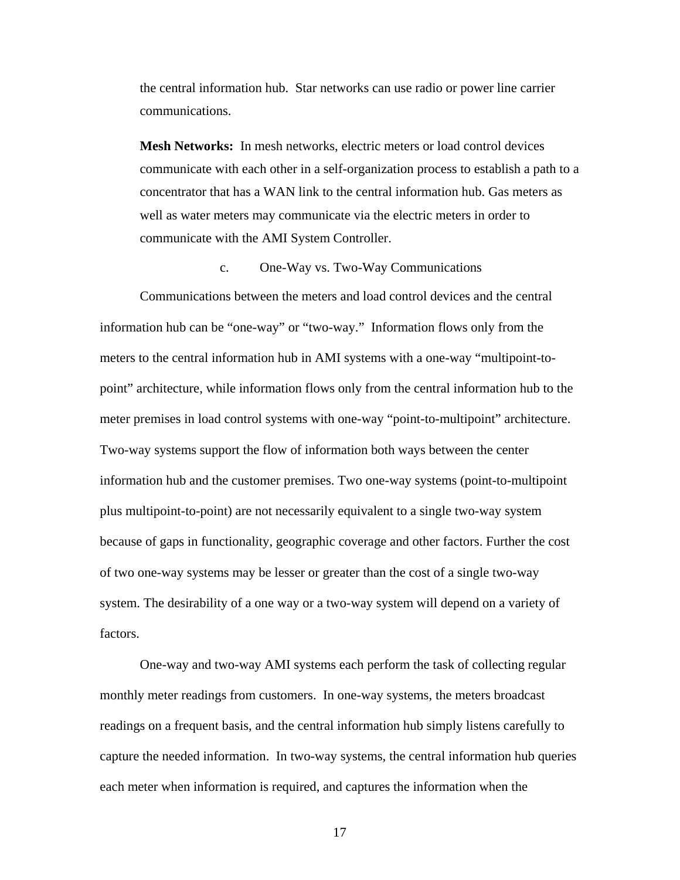the central information hub. Star networks can use radio or power line carrier communications.

**Mesh Networks:** In mesh networks, electric meters or load control devices communicate with each other in a self-organization process to establish a path to a concentrator that has a WAN link to the central information hub. Gas meters as well as water meters may communicate via the electric meters in order to communicate with the AMI System Controller.

### c. One-Way vs. Two-Way Communications

Communications between the meters and load control devices and the central information hub can be "one-way" or "two-way." Information flows only from the meters to the central information hub in AMI systems with a one-way "multipoint-to-point" architecture, while information flows only from the central information hub to the meter premises in load control systems with one-way "point-to-multipoint" architecture. Two-way systems support the flow of information both ways between the center information hub and the customer premises. Two one-way systems (point-to-multipoint plus multipoint-to-point) are not necessarily equivalent to a single two-way system because of gaps in functionality, geographic coverage and other factors. Further the cost of two one-way systems may be lesser or greater than the cost of a single two-way system. The desirability of a one way or a two-way system will depend on a variety of factors.

One-way and two-way AMI systems each perform the task of collecting regular monthly meter readings from customers. In one-way systems, the meters broadcast readings on a frequent basis, and the central information hub simply listens carefully to capture the needed information. In two-way systems, the central information hub queries each meter when information is required, and captures the information when the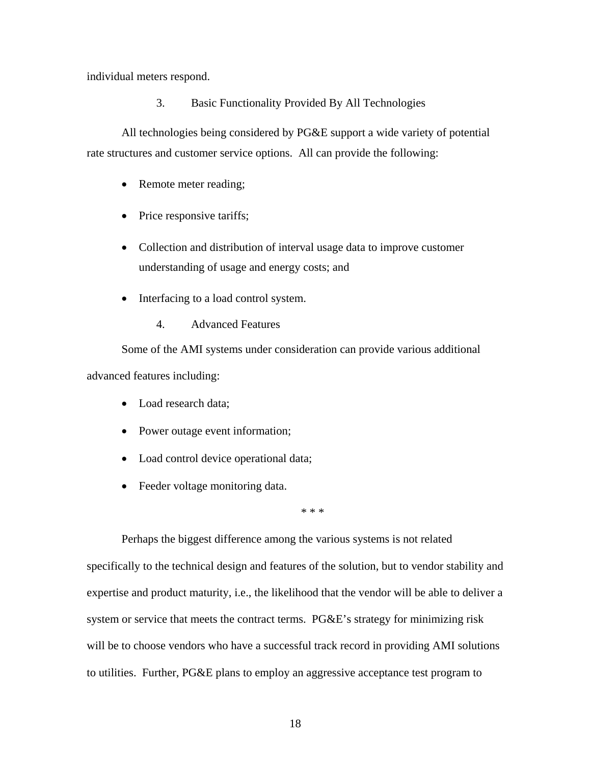individual meters respond.

### 3. Basic Functionality Provided By All Technologies

All technologies being considered by PG&E support a wide variety of potential rate structures and customer service options. All can provide the following:

- Remote meter reading;
- Price responsive tariffs;
- Collection and distribution of interval usage data to improve customer understanding of usage and energy costs; and
- Interfacing to a load control system.

### 4. Advanced Features

Some of the AMI systems under consideration can provide various additional advanced features including:

- Load research data;
- Power outage event information;
- Load control device operational data;
- Feeder voltage monitoring data.

\* \* \*

Perhaps the biggest difference among the various systems is not related specifically to the technical design and features of the solution, but to vendor stability and expertise and product maturity, i.e., the likelihood that the vendor will be able to deliver a system or service that meets the contract terms. PG&E's strategy for minimizing risk will be to choose vendors who have a successful track record in providing AMI solutions to utilities. Further, PG&E plans to employ an aggressive acceptance test program to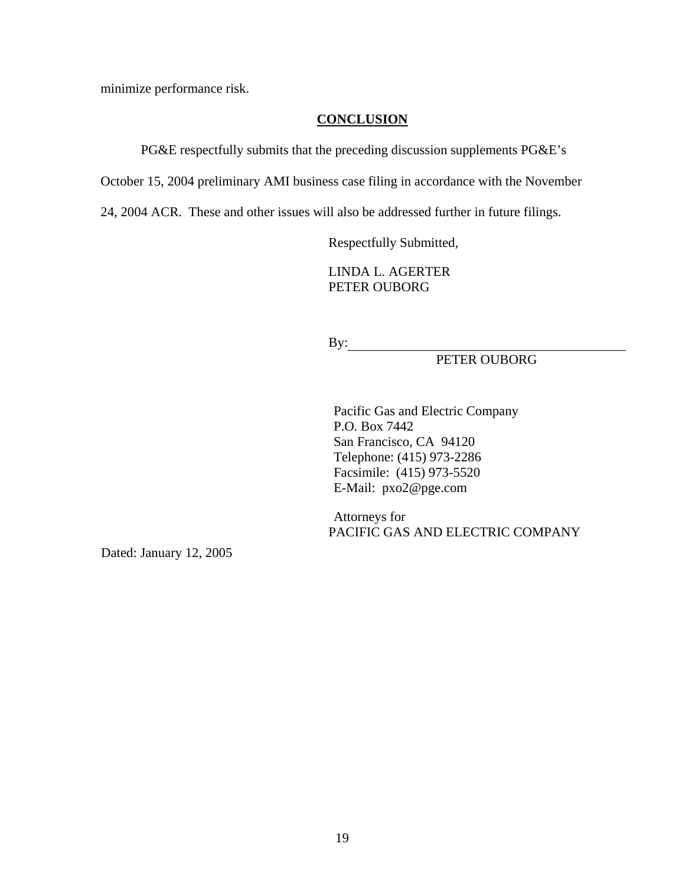minimize performance risk.

## CONCLUSION

PG&E respectfully submits that the preceding discussion supplements PG&E's October 15, 2004 preliminary AMI business case filing in accordance with the November 24, 2004 ACR. These and other issues will also be addressed further in future filings.

Respectfully Submitted,

LINDA L. AGERTER
PETER OUBORG

By: ________________________________________
PETER OUBORG

Pacific Gas and Electric Company
P.O. Box 7442
San Francisco, CA 94120
Telephone: (415) 973-2286
Facsimile: (415) 973-5520
E-Mail: pxo2@pge.com

Attorneys for
PACIFIC GAS AND ELECTRIC COMPANY

Dated: January 12, 2005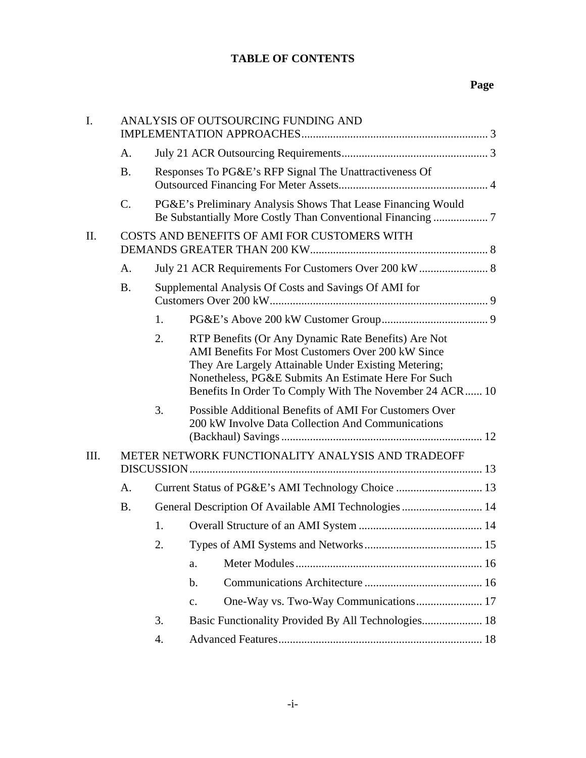# TABLE OF CONTENTS

**Page**

I. ANALYSIS OF OUTSOURCING FUNDING AND IMPLEMENTATION APPROACHES ..... 3

- A. July 21 ACR Outsourcing Requirements ..... 3
- B. Responses To PG&E's RFP Signal The Unattractiveness Of Outsourced Financing For Meter Assets ..... 4
- C. PG&E's Preliminary Analysis Shows That Lease Financing Would Be Substantially More Costly Than Conventional Financing ..... 7

II. COSTS AND BENEFITS OF AMI FOR CUSTOMERS WITH DEMANDS GREATER THAN 200 KW ..... 8

- A. July 21 ACR Requirements For Customers Over 200 kW ..... 8
- B. Supplemental Analysis Of Costs and Savings Of AMI for Customers Over 200 kW ..... 9
  1. PG&E's Above 200 kW Customer Group ..... 9
  2. RTP Benefits (Or Any Dynamic Rate Benefits) Are Not AMI Benefits For Most Customers Over 200 kW Since They Are Largely Attainable Under Existing Metering; Nonetheless, PG&E Submits An Estimate Here For Such Benefits In Order To Comply With The November 24 ACR ..... 10
  3. Possible Additional Benefits of AMI For Customers Over 200 kW Involve Data Collection And Communications (Backhaul) Savings ..... 12

III. METER NETWORK FUNCTIONALITY ANALYSIS AND TRADEOFF DISCUSSION ..... 13

- A. Current Status of PG&E's AMI Technology Choice ..... 13
- B. General Description Of Available AMI Technologies ..... 14
  1. Overall Structure of an AMI System ..... 14
  2. Types of AMI Systems and Networks ..... 15
     - a. Meter Modules ..... 16
     - b. Communications Architecture ..... 16
     - c. One-Way vs. Two-Way Communications ..... 17
  3. Basic Functionality Provided By All Technologies ..... 18
  4. Advanced Features ..... 18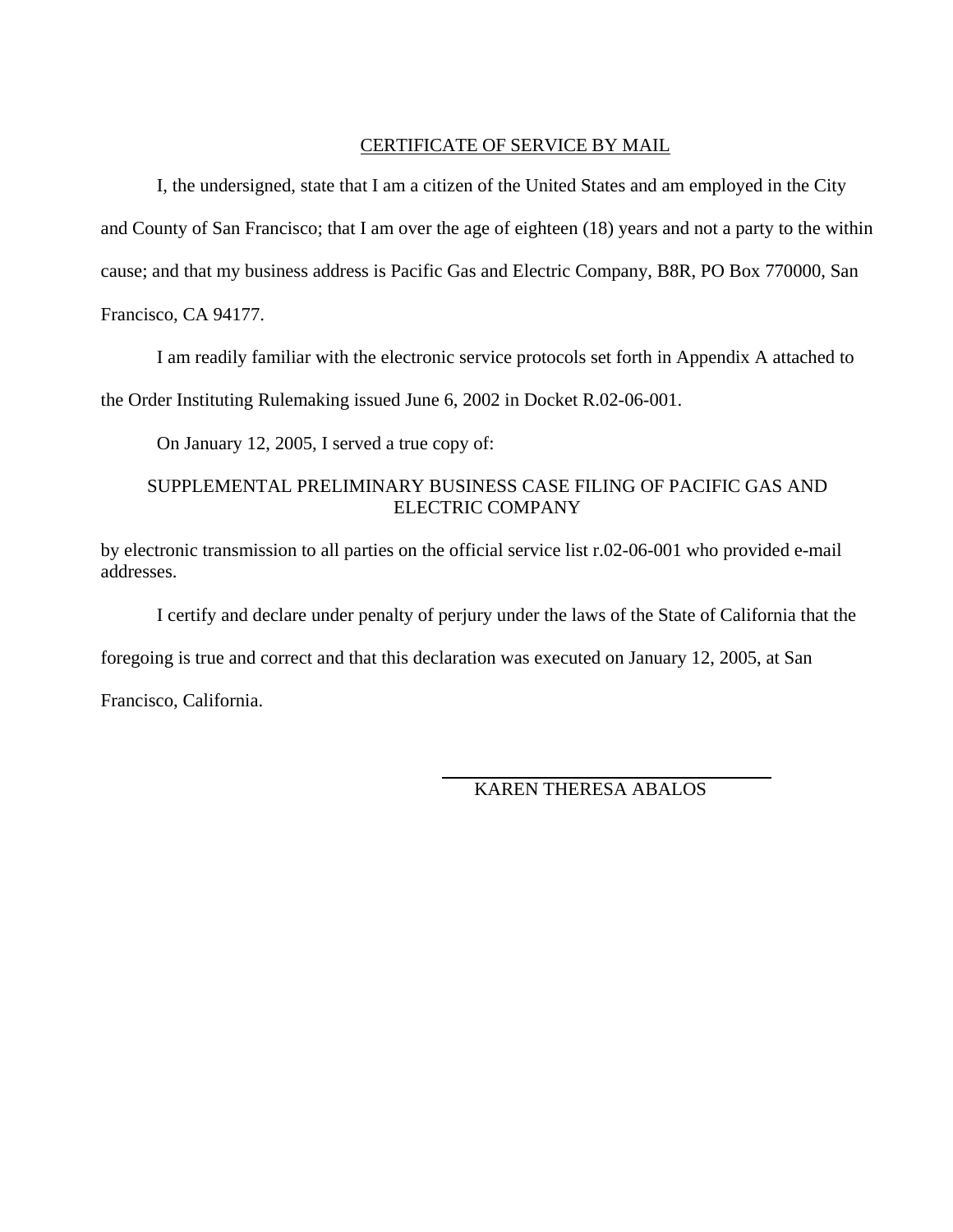<u>CERTIFICATE OF SERVICE BY MAIL</u>

I, the undersigned, state that I am a citizen of the United States and am employed in the City and County of San Francisco; that I am over the age of eighteen (18) years and not a party to the within cause; and that my business address is Pacific Gas and Electric Company, B8R, PO Box 770000, San Francisco, CA 94177.

I am readily familiar with the electronic service protocols set forth in Appendix A attached to the Order Instituting Rulemaking issued June 6, 2002 in Docket R.02-06-001.

On January 12, 2005, I served a true copy of:

SUPPLEMENTAL PRELIMINARY BUSINESS CASE FILING OF PACIFIC GAS AND ELECTRIC COMPANY

by electronic transmission to all parties on the official service list r.02-06-001 who provided e-mail addresses.

I certify and declare under penalty of perjury under the laws of the State of California that the foregoing is true and correct and that this declaration was executed on January 12, 2005, at San Francisco, California.

KAREN THERESA ABALOS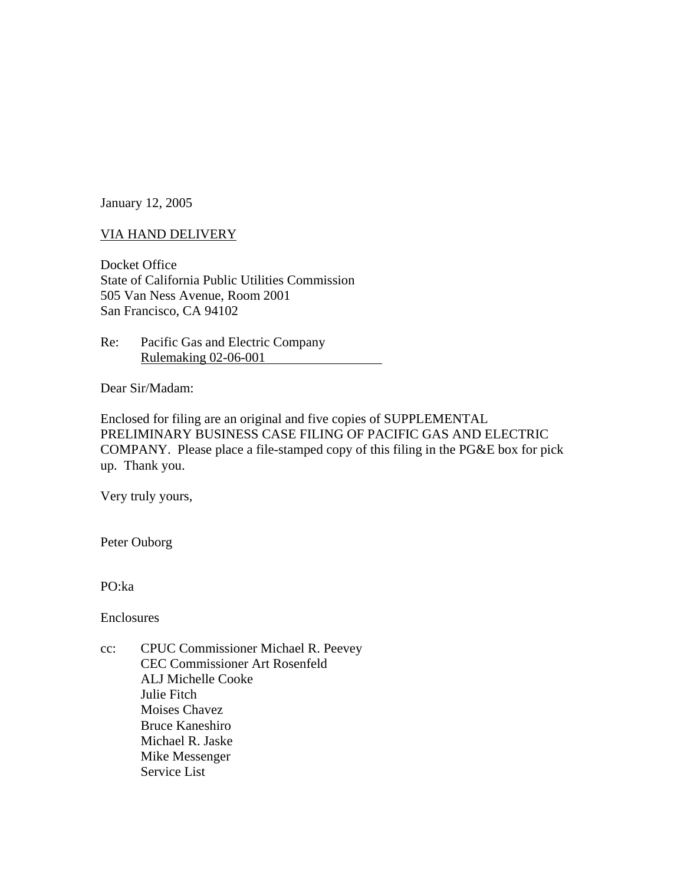January 12, 2005

<u>VIA HAND DELIVERY</u>

Docket Office
State of California Public Utilities Commission
505 Van Ness Avenue, Room 2001
San Francisco, CA 94102

Re: Pacific Gas and Electric Company
<u>Rulemaking 02-06-001</u>

Dear Sir/Madam:

Enclosed for filing are an original and five copies of SUPPLEMENTAL PRELIMINARY BUSINESS CASE FILING OF PACIFIC GAS AND ELECTRIC COMPANY. Please place a file-stamped copy of this filing in the PG&E box for pick up. Thank you.

Very truly yours,

Peter Ouborg

PO:ka

Enclosures

cc: CPUC Commissioner Michael R. Peevey
CEC Commissioner Art Rosenfeld
ALJ Michelle Cooke
Julie Fitch
Moises Chavez
Bruce Kaneshiro
Michael R. Jaske
Mike Messenger
Service List